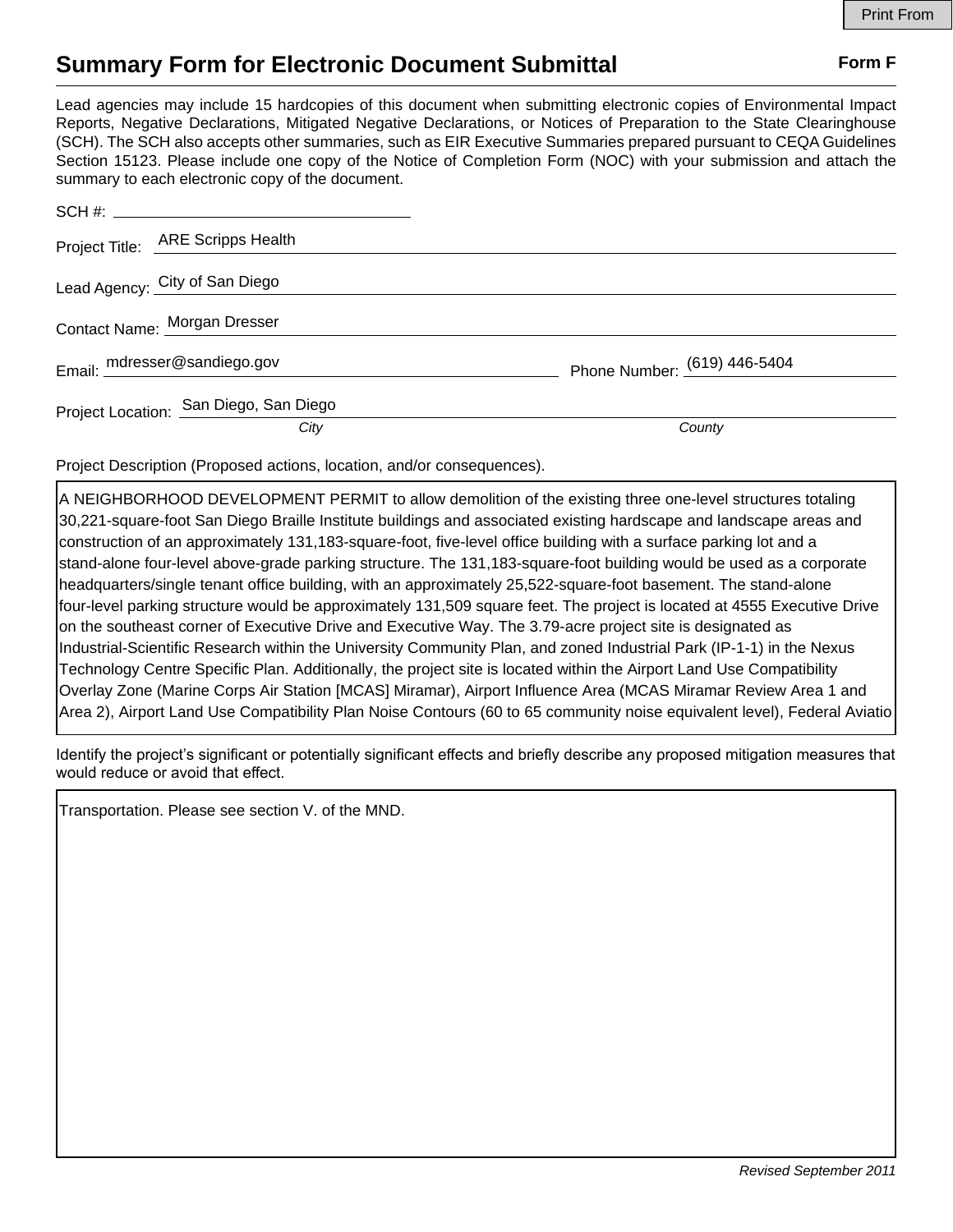# Summary Form for Electronic Document Submittal

**Form F**

Lead agencies may include 15 hardcopies of this document when submitting electronic copies of Environmental Impact Reports, Negative Declarations, Mitigated Negative Declarations, or Notices of Preparation to the State Clearinghouse (SCH). The SCH also accepts other summaries, such as EIR Executive Summaries prepared pursuant to CEQA Guidelines Section 15123. Please include one copy of the Notice of Completion Form (NOC) with your submission and attach the summary to each electronic copy of the document.

SCH #: ______________________

Project Title: ARE Scripps Health

Lead Agency: City of San Diego

Contact Name: Morgan Dresser

Email: mdresser@sandiego.gov

Phone Number: (619) 446-5404

Project Location: San Diego, San Diego
*City* *County*

Project Description (Proposed actions, location, and/or consequences).

A NEIGHBORHOOD DEVELOPMENT PERMIT to allow demolition of the existing three one-level structures totaling 30,221-square-foot San Diego Braille Institute buildings and associated existing hardscape and landscape areas and construction of an approximately 131,183-square-foot, five-level office building with a surface parking lot and a stand-alone four-level above-grade parking structure. The 131,183-square-foot building would be used as a corporate headquarters/single tenant office building, with an approximately 25,522-square-foot basement. The stand-alone four-level parking structure would be approximately 131,509 square feet. The project is located at 4555 Executive Drive on the southeast corner of Executive Drive and Executive Way. The 3.79-acre project site is designated as Industrial-Scientific Research within the University Community Plan, and zoned Industrial Park (IP-1-1) in the Nexus Technology Centre Specific Plan. Additionally, the project site is located within the Airport Land Use Compatibility Overlay Zone (Marine Corps Air Station [MCAS] Miramar), Airport Influence Area (MCAS Miramar Review Area 1 and Area 2), Airport Land Use Compatibility Plan Noise Contours (60 to 65 community noise equivalent level), Federal Aviatio

Identify the project's significant or potentially significant effects and briefly describe any proposed mitigation measures that would reduce or avoid that effect.

Transportation. Please see section V. of the MND.

*Revised September 2011*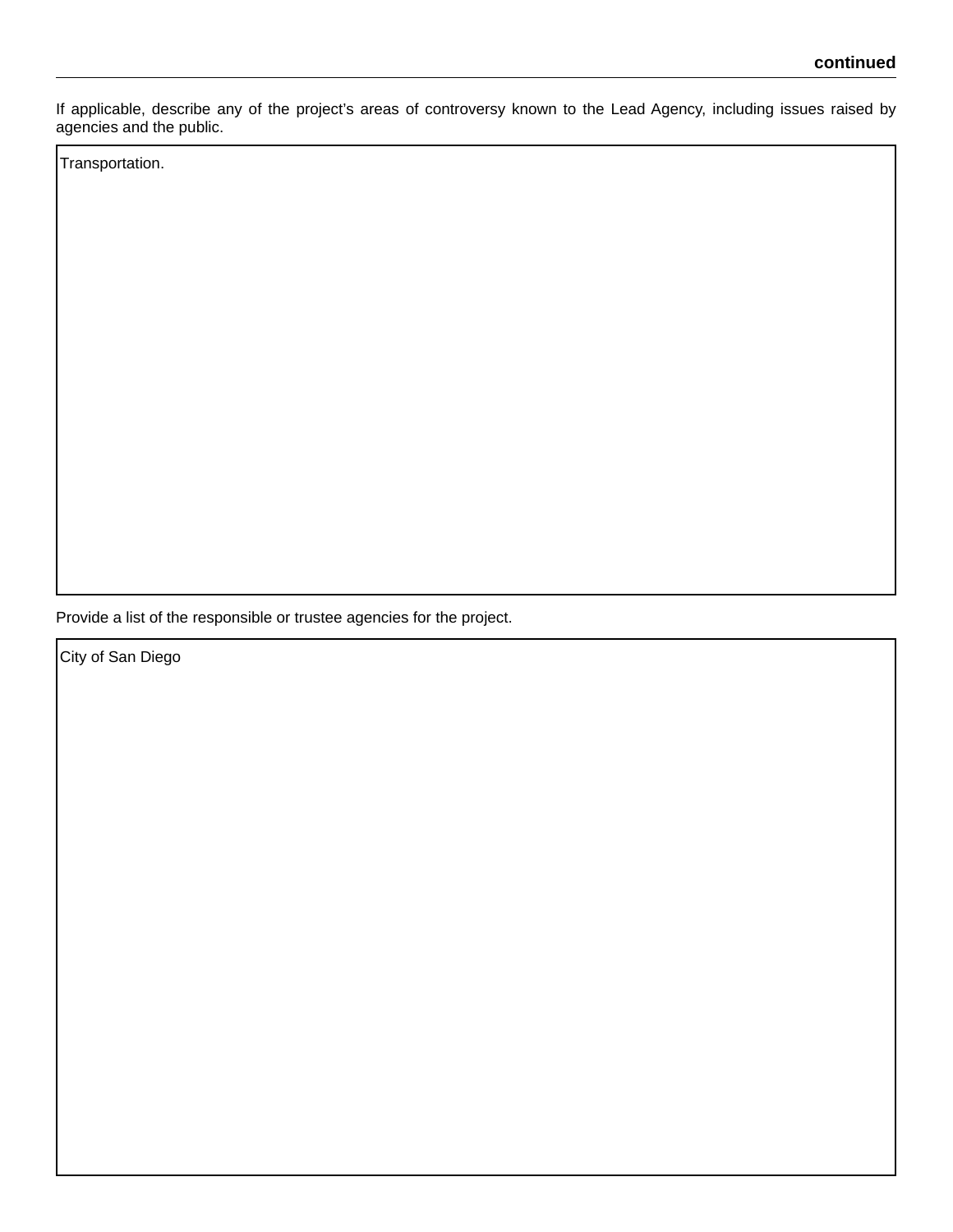**continued**

If applicable, describe any of the project's areas of controversy known to the Lead Agency, including issues raised by agencies and the public.

Transportation.

Provide a list of the responsible or trustee agencies for the project.

City of San Diego